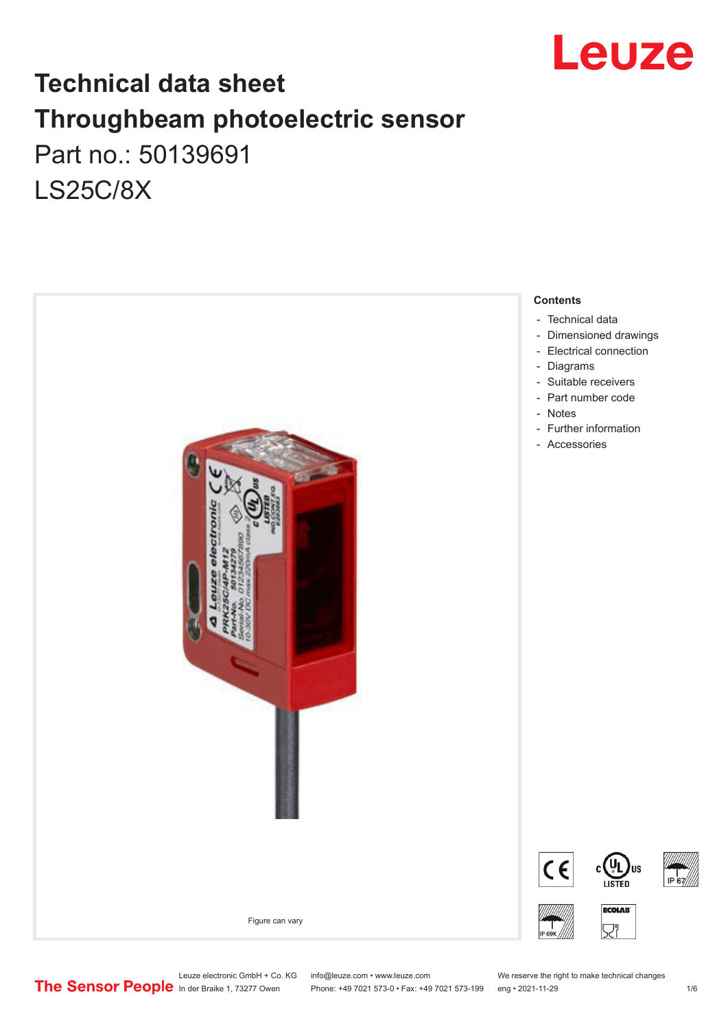# Technical data sheet
# Throughbeam photoelectric sensor

Part no.: 50139691

LS25C/8X

Figure can vary

**Contents**

- Technical data
- Dimensioned drawings
- Electrical connection
- Diagrams
- Suitable receivers
- Part number code
- Notes
- Further information
- Accessories

Leuze electronic GmbH + Co. KG
In der Braike 1, 73277 Owen

info@leuze.com • www.leuze.com
Phone: +49 7021 573-0 • Fax: +49 7021 573-199

We reserve the right to make technical changes
eng • 2021-11-29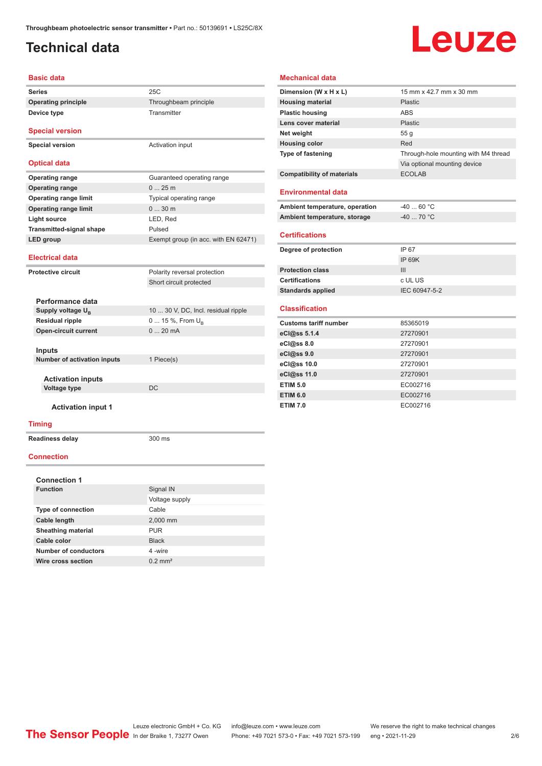# Technical data

## Basic data

| | |
|---|---|
| **Series** | 25C |
| **Operating principle** | Throughbeam principle |
| **Device type** | Transmitter |

## Special version

| | |
|---|---|
| **Special version** | Activation input |

## Optical data

| | |
|---|---|
| **Operating range** | Guaranteed operating range |
| **Operating range** | 0 ... 25 m |
| **Operating range limit** | Typical operating range |
| **Operating range limit** | 0 ... 30 m |
| **Light source** | LED, Red |
| **Transmitted-signal shape** | Pulsed |
| **LED group** | Exempt group (in acc. with EN 62471) |

## Electrical data

| | |
|---|---|
| **Protective circuit** | Polarity reversal protection |
| | Short circuit protected |

### Performance data

| | |
|---|---|
| **Supply voltage $U_B$** | 10 ... 30 V, DC, Incl. residual ripple |
| **Residual ripple** | 0 ... 15 %, From $U_B$ |
| **Open-circuit current** | 0 ... 20 mA |

### Inputs

| | |
|---|---|
| **Number of activation inputs** | 1 Piece(s) |

#### Activation inputs

| | |
|---|---|
| **Voltage type** | DC |

##### Activation input 1

## Timing

| | |
|---|---|
| **Readiness delay** | 300 ms |

## Connection

### Connection 1

| | |
|---|---|
| **Function** | Signal IN |
| | Voltage supply |
| **Type of connection** | Cable |
| **Cable length** | 2,000 mm |
| **Sheathing material** | PUR |
| **Cable color** | Black |
| **Number of conductors** | 4 -wire |
| **Wire cross section** | 0.2 mm² |

## Mechanical data

| | |
|---|---|
| **Dimension (W x H x L)** | 15 mm x 42.7 mm x 30 mm |
| **Housing material** | Plastic |
| **Plastic housing** | ABS |
| **Lens cover material** | Plastic |
| **Net weight** | 55 g |
| **Housing color** | Red |
| **Type of fastening** | Through-hole mounting with M4 thread |
| | Via optional mounting device |
| **Compatibility of materials** | ECOLAB |

## Environmental data

| | |
|---|---|
| **Ambient temperature, operation** | -40 ... 60 °C |
| **Ambient temperature, storage** | -40 ... 70 °C |

## Certifications

| | |
|---|---|
| **Degree of protection** | IP 67 |
| | IP 69K |
| **Protection class** | III |
| **Certifications** | c UL US |
| **Standards applied** | IEC 60947-5-2 |

## Classification

| | |
|---|---|
| **Customs tariff number** | 85365019 |
| **eCl@ss 5.1.4** | 27270901 |
| **eCl@ss 8.0** | 27270901 |
| **eCl@ss 9.0** | 27270901 |
| **eCl@ss 10.0** | 27270901 |
| **eCl@ss 11.0** | 27270901 |
| **ETIM 5.0** | EC002716 |
| **ETIM 6.0** | EC002716 |
| **ETIM 7.0** | EC002716 |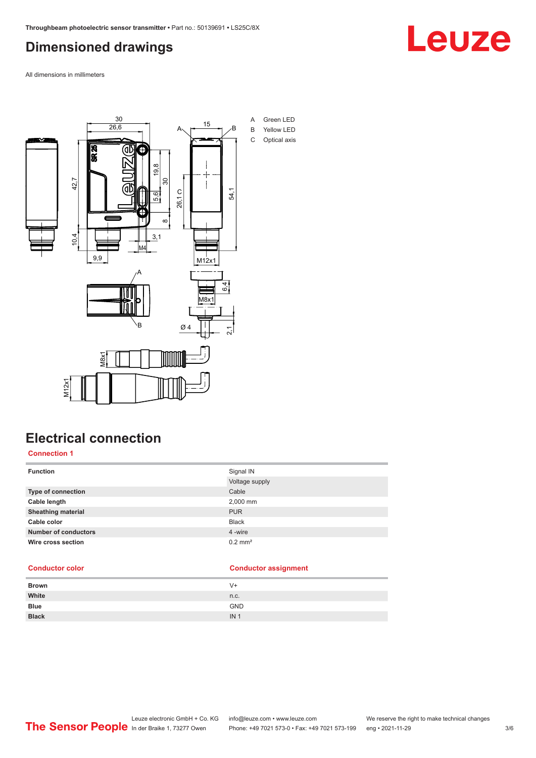## Dimensioned drawings

All dimensions in millimeters

A Green LED
B Yellow LED
C Optical axis

## Electrical connection

### Connection 1

| | |
|---|---|
| **Function** | Signal IN |
| | Voltage supply |
| **Type of connection** | Cable |
| **Cable length** | 2,000 mm |
| **Sheathing material** | PUR |
| **Cable color** | Black |
| **Number of conductors** | 4 -wire |
| **Wire cross section** | 0.2 mm² |

| Conductor color | Conductor assignment |
|---|---|
| **Brown** | V+ |
| **White** | n.c. |
| **Blue** | GND |
| **Black** | IN 1 |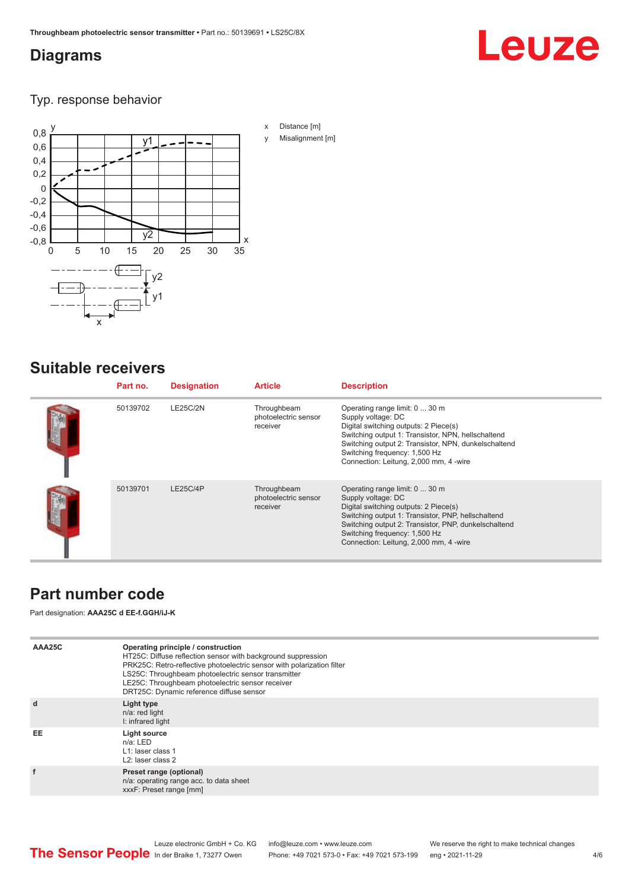## Diagrams

### Typ. response behavior

x Distance [m]

y Misalignment [m]

## Suitable receivers

| | Part no. | Designation | Article | Description |
|---|---|---|---|---|
| | 50139702 | LE25C/2N | Throughbeam photoelectric sensor receiver | Operating range limit: 0 ... 30 m<br>Supply voltage: DC<br>Digital switching outputs: 2 Piece(s)<br>Switching output 1: Transistor, NPN, hellschaltend<br>Switching output 2: Transistor, NPN, dunkelschaltend<br>Switching frequency: 1,500 Hz<br>Connection: Leitung, 2,000 mm, 4 -wire |
| | 50139701 | LE25C/4P | Throughbeam photoelectric sensor receiver | Operating range limit: 0 ... 30 m<br>Supply voltage: DC<br>Digital switching outputs: 2 Piece(s)<br>Switching output 1: Transistor, PNP, hellschaltend<br>Switching output 2: Transistor, PNP, dunkelschaltend<br>Switching frequency: 1,500 Hz<br>Connection: Leitung, 2,000 mm, 4 -wire |

## Part number code

Part designation: **AAA25C d EE-f.GGH/iJ-K**

| | |
|---|---|
| **AAA25C** | **Operating principle / construction**<br>HT25C: Diffuse reflection sensor with background suppression<br>PRK25C: Retro-reflective photoelectric sensor with polarization filter<br>LS25C: Throughbeam photoelectric sensor transmitter<br>LE25C: Throughbeam photoelectric sensor receiver<br>DRT25C: Dynamic reference diffuse sensor |
| **d** | **Light type**<br>n/a: red light<br>I: infrared light |
| **EE** | **Light source**<br>n/a: LED<br>L1: laser class 1<br>L2: laser class 2 |
| **f** | **Preset range (optional)**<br>n/a: operating range acc. to data sheet<br>xxxF: Preset range [mm] |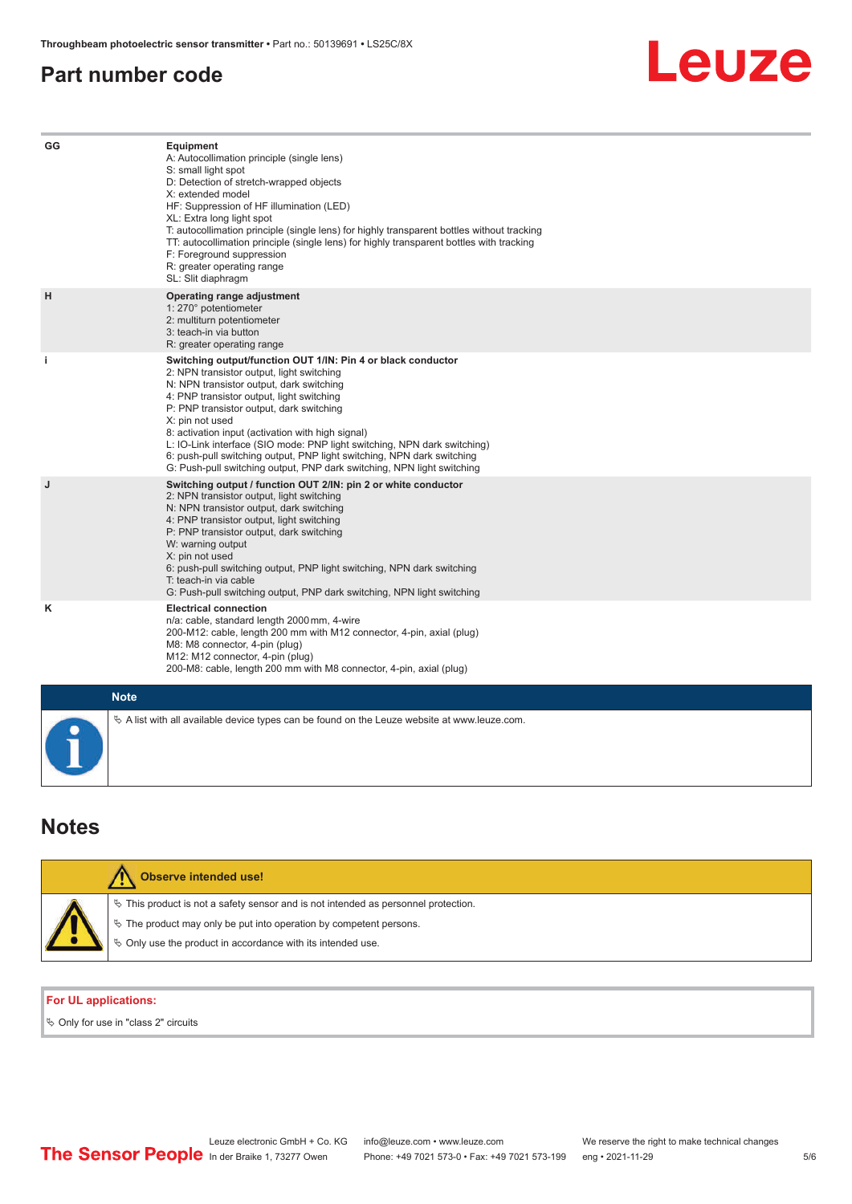## Part number code

| | |
|---|---|
| GG | **Equipment**<br>A: Autocollimation principle (single lens)<br>S: small light spot<br>D: Detection of stretch-wrapped objects<br>X: extended model<br>HF: Suppression of HF illumination (LED)<br>XL: Extra long light spot<br>T: autocollimation principle (single lens) for highly transparent bottles without tracking<br>TT: autocollimation principle (single lens) for highly transparent bottles with tracking<br>F: Foreground suppression<br>R: greater operating range<br>SL: Slit diaphragm |
| H | **Operating range adjustment**<br>1: 270° potentiometer<br>2: multiturn potentiometer<br>3: teach-in via button<br>R: greater operating range |
| i | **Switching output/function OUT 1/IN: Pin 4 or black conductor**<br>2: NPN transistor output, light switching<br>N: NPN transistor output, dark switching<br>4: PNP transistor output, light switching<br>P: PNP transistor output, dark switching<br>X: pin not used<br>8: activation input (activation with high signal)<br>L: IO-Link interface (SIO mode: PNP light switching, NPN dark switching)<br>6: push-pull switching output, PNP light switching, NPN dark switching<br>G: Push-pull switching output, PNP dark switching, NPN light switching |
| J | **Switching output / function OUT 2/IN: pin 2 or white conductor**<br>2: NPN transistor output, light switching<br>N: NPN transistor output, dark switching<br>4: PNP transistor output, light switching<br>P: PNP transistor output, dark switching<br>W: warning output<br>X: pin not used<br>6: push-pull switching output, PNP light switching, NPN dark switching<br>T: teach-in via cable<br>G: Push-pull switching output, PNP dark switching, NPN light switching |
| K | **Electrical connection**<br>n/a: cable, standard length 2000 mm, 4-wire<br>200-M12: cable, length 200 mm with M12 connector, 4-pin, axial (plug)<br>M8: M8 connector, 4-pin (plug)<br>M12: M12 connector, 4-pin (plug)<br>200-M8: cable, length 200 mm with M8 connector, 4-pin, axial (plug) |

**Note**

- A list with all available device types can be found on the Leuze website at www.leuze.com.

## Notes

**Observe intended use!**

- This product is not a safety sensor and is not intended as personnel protection.
- The product may only be put into operation by competent persons.
- Only use the product in accordance with its intended use.

**For UL applications:**

- Only for use in "class 2" circuits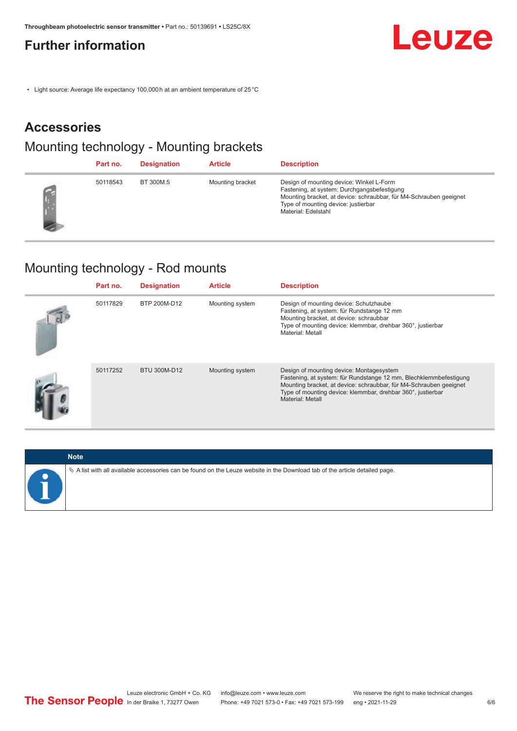## Further information

- Light source: Average life expectancy 100,000 h at an ambient temperature of 25 °C

# Accessories

## Mounting technology - Mounting brackets

| | Part no. | Designation | Article | Description |
|---|---|---|---|---|
| | 50118543 | BT 300M.5 | Mounting bracket | Design of mounting device: Winkel L-Form<br>Fastening, at system: Durchgangsbefestigung<br>Mounting bracket, at device: schraubbar, für M4-Schrauben geeignet<br>Type of mounting device: justierbar<br>Material: Edelstahl |

## Mounting technology - Rod mounts

| | Part no. | Designation | Article | Description |
|---|---|---|---|---|
| | 50117829 | BTP 200M-D12 | Mounting system | Design of mounting device: Schutzhaube<br>Fastening, at system: für Rundstange 12 mm<br>Mounting bracket, at device: schraubbar<br>Type of mounting device: klemmbar, drehbar 360°, justierbar<br>Material: Metall |
| | 50117252 | BTU 300M-D12 | Mounting system | Design of mounting device: Montagesystem<br>Fastening, at system: für Rundstange 12 mm, Blechklemmbefestigung<br>Mounting bracket, at device: schraubbar, für M4-Schrauben geeignet<br>Type of mounting device: klemmbar, drehbar 360°, justierbar<br>Material: Metall |

**Note**

↳ A list with all available accessories can be found on the Leuze website in the Download tab of the article detailed page.